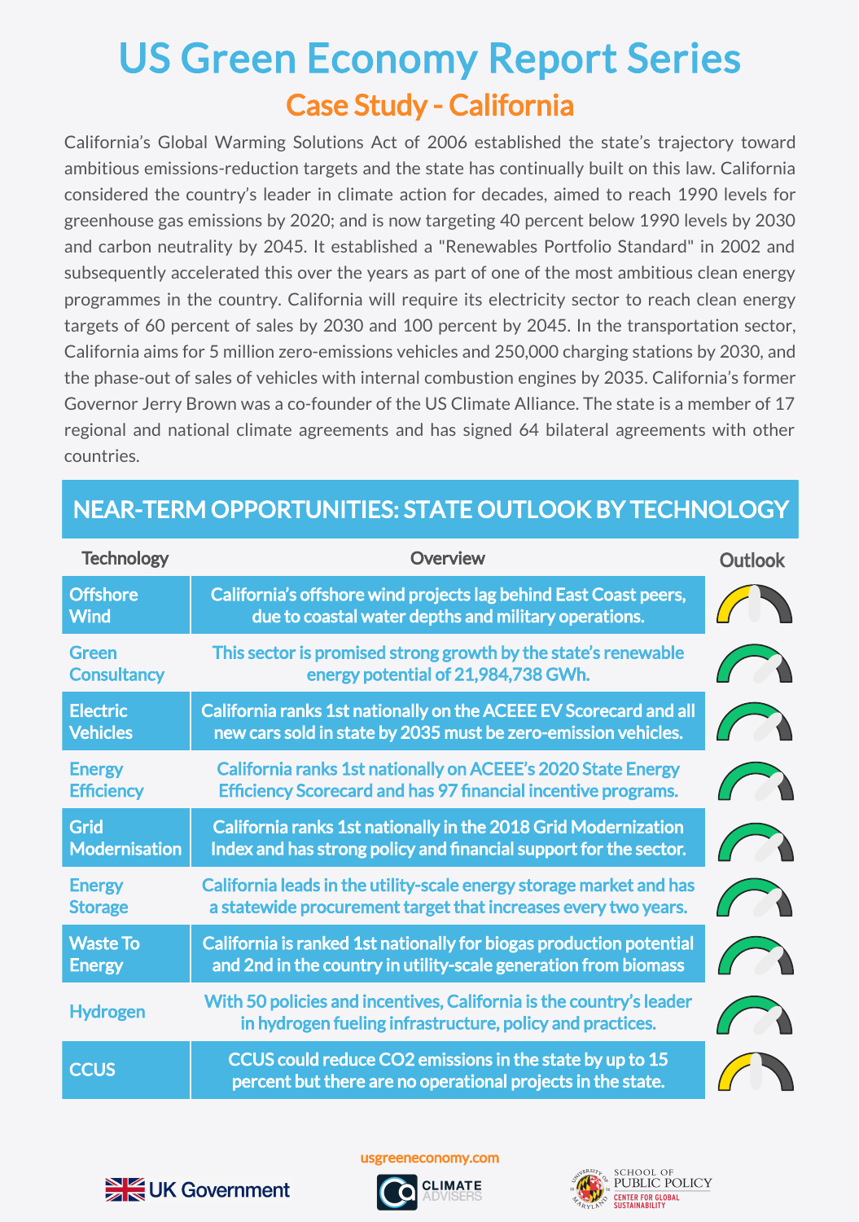# US Green Economy Report Series

## Case Study - California

California's Global Warming Solutions Act of 2006 established the state's trajectory toward ambitious emissions-reduction targets and the state has continually built on this law. California considered the country's leader in climate action for decades, aimed to reach 1990 levels for greenhouse gas emissions by 2020; and is now targeting 40 percent below 1990 levels by 2030 and carbon neutrality by 2045. It established a "Renewables Portfolio Standard" in 2002 and subsequently accelerated this over the years as part of one of the most ambitious clean energy programmes in the country. California will require its electricity sector to reach clean energy targets of 60 percent of sales by 2030 and 100 percent by 2045. In the transportation sector, California aims for 5 million zero-emissions vehicles and 250,000 charging stations by 2030, and the phase-out of sales of vehicles with internal combustion engines by 2035. California's former Governor Jerry Brown was a co-founder of the US Climate Alliance. The state is a member of 17 regional and national climate agreements and has signed 64 bilateral agreements with other countries.

## NEAR-TERM OPPORTUNITIES: STATE OUTLOOK BY TECHNOLOGY

| Technology | Overview | Outlook |
|---|---|---|
| Offshore Wind | California's offshore wind projects lag behind East Coast peers, due to coastal water depths and military operations. | |
| Green Consultancy | This sector is promised strong growth by the state's renewable energy potential of 21,984,738 GWh. | |
| Electric Vehicles | California ranks 1st nationally on the ACEEE EV Scorecard and all new cars sold in state by 2035 must be zero-emission vehicles. | |
| Energy Efficiency | California ranks 1st nationally on ACEEE's 2020 State Energy Efficiency Scorecard and has 97 financial incentive programs. | |
| Grid Modernisation | California ranks 1st nationally in the 2018 Grid Modernization Index and has strong policy and financial support for the sector. | |
| Energy Storage | California leads in the utility-scale energy storage market and has a statewide procurement target that increases every two years. | |
| Waste To Energy | California is ranked 1st nationally for biogas production potential and 2nd in the country in utility-scale generation from biomass | |
| Hydrogen | With 50 policies and incentives, California is the country's leader in hydrogen fueling infrastructure, policy and practices. | |
| CCUS | CCUS could reduce $CO_2$ emissions in the state by up to 15 percent but there are no operational projects in the state. | |

usgreeneconomy.com

UK Government | Climate Advisers | University of Maryland School of Public Policy, Center for Global Sustainability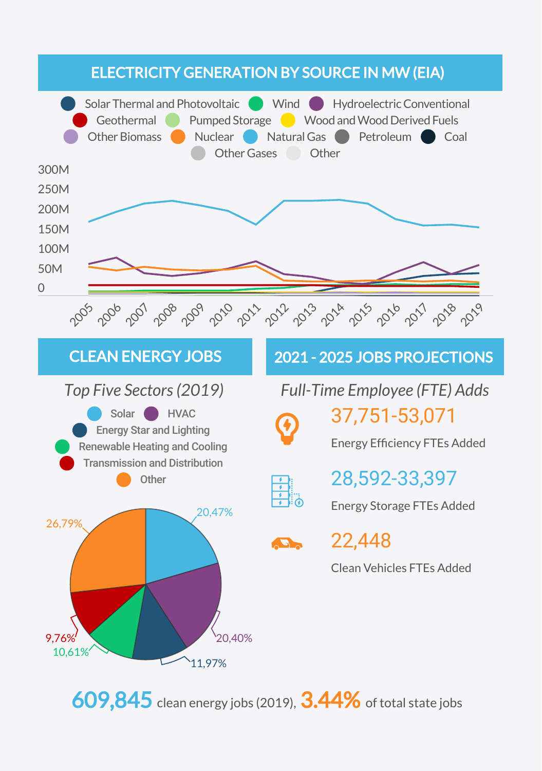## ELECTRICITY GENERATION BY SOURCE IN MW (EIA)

Solar Thermal and Photovoltaic
Wind
Hydroelectric Conventional
Geothermal
Pumped Storage
Wood and Wood Derived Fuels
Other Biomass
Nuclear
Natural Gas
Petroleum
Coal
Other Gases
Other

300M
250M
200M
150M
100M
50M
0

2005
2006
2007
2008
2009
2010
2011
2012
2013
2014
2015
2016
2017
2018
2019

## CLEAN ENERGY JOBS

*Top Five Sectors (2019)*

Solar
HVAC
Energy Star and Lighting
Renewable Heating and Cooling
Transmission and Distribution
Other

20,47%
20,40%
11,97%
10,61%
9,76%
26,79%

## 2021 - 2025 JOBS PROJECTIONS

*Full-Time Employee (FTE) Adds*

**37,751-53,071**
Energy Efficiency FTEs Added

**28,592-33,397**
Energy Storage FTEs Added

**22,448**
Clean Vehicles FTEs Added

**609,845** clean energy jobs (2019), **3.44%** of total state jobs